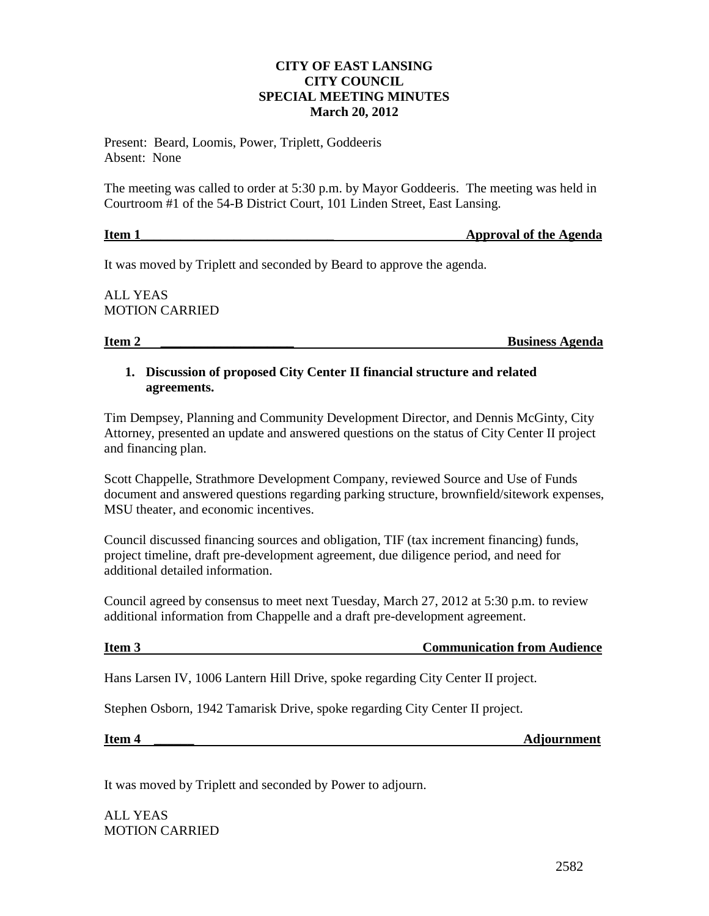**CITY OF EAST LANSING**
**CITY COUNCIL**
**SPECIAL MEETING MINUTES**
**March 20, 2012**

Present: Beard, Loomis, Power, Triplett, Goddeeris
Absent: None

The meeting was called to order at 5:30 p.m. by Mayor Goddeeris. The meeting was held in Courtroom #1 of the 54-B District Court, 101 Linden Street, East Lansing.

**Item 1 — Approval of the Agenda**

It was moved by Triplett and seconded by Beard to approve the agenda.

ALL YEAS
MOTION CARRIED

**Item 2 — Business Agenda**

1. **Discussion of proposed City Center II financial structure and related agreements.**

Tim Dempsey, Planning and Community Development Director, and Dennis McGinty, City Attorney, presented an update and answered questions on the status of City Center II project and financing plan.

Scott Chappelle, Strathmore Development Company, reviewed Source and Use of Funds document and answered questions regarding parking structure, brownfield/sitework expenses, MSU theater, and economic incentives.

Council discussed financing sources and obligation, TIF (tax increment financing) funds, project timeline, draft pre-development agreement, due diligence period, and need for additional detailed information.

Council agreed by consensus to meet next Tuesday, March 27, 2012 at 5:30 p.m. to review additional information from Chappelle and a draft pre-development agreement.

**Item 3 — Communication from Audience**

Hans Larsen IV, 1006 Lantern Hill Drive, spoke regarding City Center II project.

Stephen Osborn, 1942 Tamarisk Drive, spoke regarding City Center II project.

**Item 4 — Adjournment**

It was moved by Triplett and seconded by Power to adjourn.

ALL YEAS
MOTION CARRIED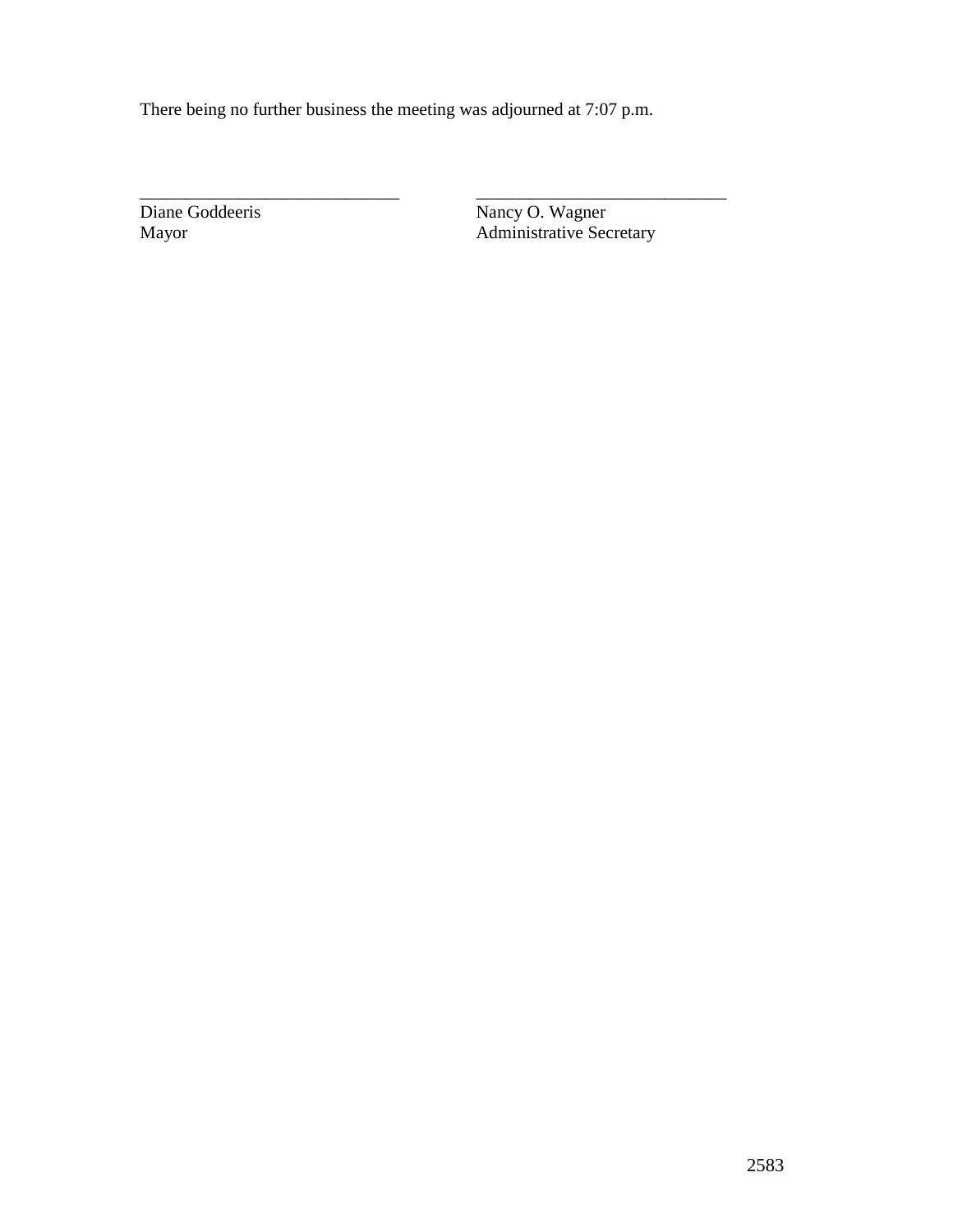There being no further business the meeting was adjourned at 7:07 p.m.

| | |
|---|---|
| _____________________________ | _____________________________ |
| Diane Goddeeris | Nancy O. Wagner |
| Mayor | Administrative Secretary |